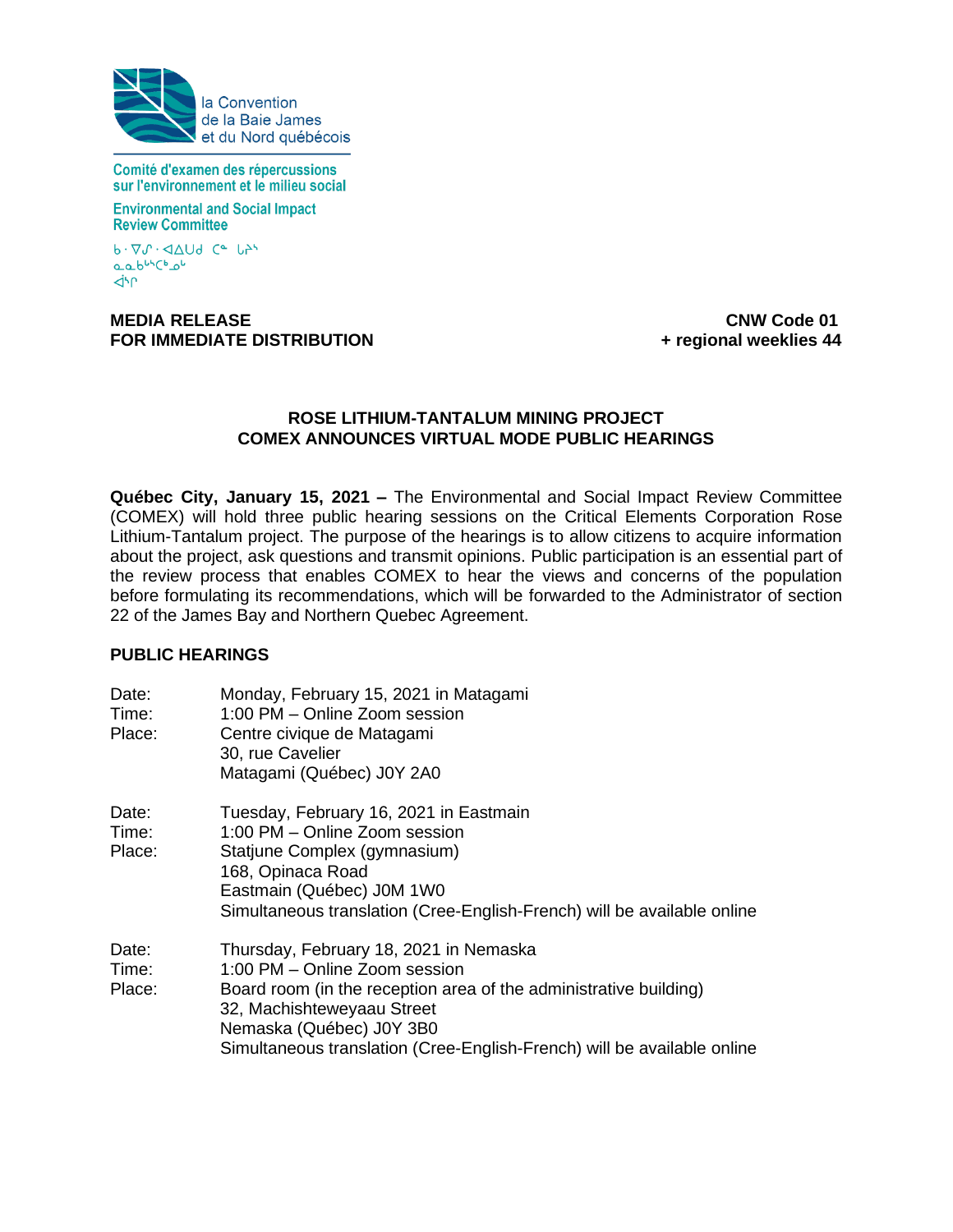la Convention
de la Baie James
et du Nord québécois

Comité d'examen des répercussions sur l'environnement et le milieu social

Environmental and Social Impact Review Committee

ᑲ ᐧᐁᔑ ᐧᐊᐃᑌᑯ ᑕᓐ ᒐᔨᐢ
ᓇᓇᑳᐦᑖᑲᓅᐠ
ᐋᐦᒋ

**MEDIA RELEASE**
**FOR IMMEDIATE DISTRIBUTION**

**CNW Code 01**
**+ regional weeklies 44**

## ROSE LITHIUM-TANTALUM MINING PROJECT
## COMEX ANNOUNCES VIRTUAL MODE PUBLIC HEARINGS

**Québec City, January 15, 2021 –** The Environmental and Social Impact Review Committee (COMEX) will hold three public hearing sessions on the Critical Elements Corporation Rose Lithium-Tantalum project. The purpose of the hearings is to allow citizens to acquire information about the project, ask questions and transmit opinions. Public participation is an essential part of the review process that enables COMEX to hear the views and concerns of the population before formulating its recommendations, which will be forwarded to the Administrator of section 22 of the James Bay and Northern Quebec Agreement.

### PUBLIC HEARINGS

Date: Monday, February 15, 2021 in Matagami
Time: 1:00 PM – Online Zoom session
Place: Centre civique de Matagami
30, rue Cavelier
Matagami (Québec) J0Y 2A0

Date: Tuesday, February 16, 2021 in Eastmain
Time: 1:00 PM – Online Zoom session
Place: Statjune Complex (gymnasium)
168, Opinaca Road
Eastmain (Québec) J0M 1W0
Simultaneous translation (Cree-English-French) will be available online

Date: Thursday, February 18, 2021 in Nemaska
Time: 1:00 PM – Online Zoom session
Place: Board room (in the reception area of the administrative building)
32, Machishteweyaau Street
Nemaska (Québec) J0Y 3B0
Simultaneous translation (Cree-English-French) will be available online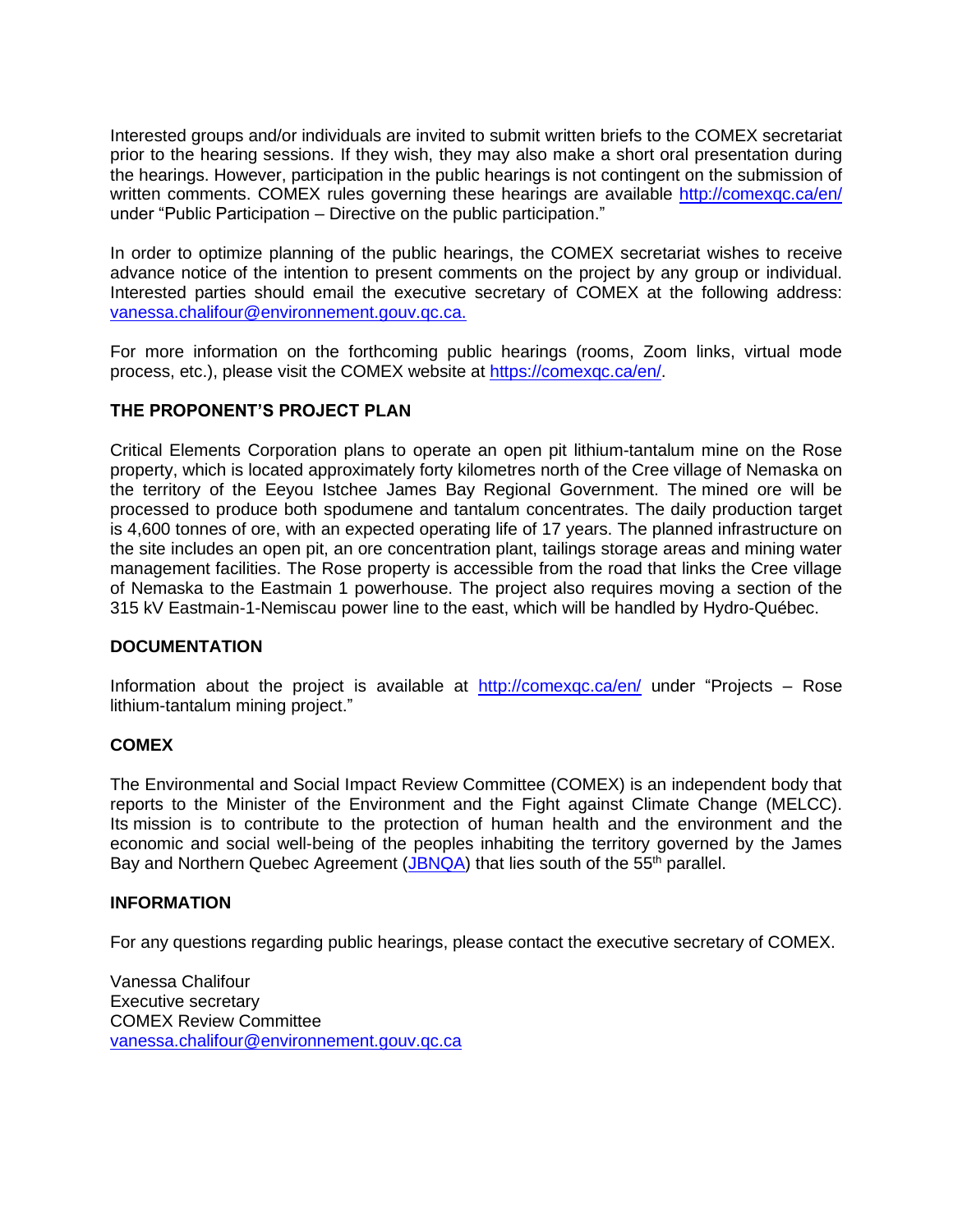Interested groups and/or individuals are invited to submit written briefs to the COMEX secretariat prior to the hearing sessions. If they wish, they may also make a short oral presentation during the hearings. However, participation in the public hearings is not contingent on the submission of written comments. COMEX rules governing these hearings are available http://comexqc.ca/en/ under "Public Participation – Directive on the public participation."

In order to optimize planning of the public hearings, the COMEX secretariat wishes to receive advance notice of the intention to present comments on the project by any group or individual. Interested parties should email the executive secretary of COMEX at the following address: vanessa.chalifour@environnement.gouv.qc.ca.

For more information on the forthcoming public hearings (rooms, Zoom links, virtual mode process, etc.), please visit the COMEX website at https://comexqc.ca/en/.

## THE PROPONENT'S PROJECT PLAN

Critical Elements Corporation plans to operate an open pit lithium-tantalum mine on the Rose property, which is located approximately forty kilometres north of the Cree village of Nemaska on the territory of the Eeyou Istchee James Bay Regional Government. The mined ore will be processed to produce both spodumene and tantalum concentrates. The daily production target is 4,600 tonnes of ore, with an expected operating life of 17 years. The planned infrastructure on the site includes an open pit, an ore concentration plant, tailings storage areas and mining water management facilities. The Rose property is accessible from the road that links the Cree village of Nemaska to the Eastmain 1 powerhouse. The project also requires moving a section of the 315 kV Eastmain-1-Nemiscau power line to the east, which will be handled by Hydro-Québec.

## DOCUMENTATION

Information about the project is available at http://comexqc.ca/en/ under "Projects – Rose lithium-tantalum mining project."

## COMEX

The Environmental and Social Impact Review Committee (COMEX) is an independent body that reports to the Minister of the Environment and the Fight against Climate Change (MELCC). Its mission is to contribute to the protection of human health and the environment and the economic and social well-being of the peoples inhabiting the territory governed by the James Bay and Northern Quebec Agreement (JBNQA) that lies south of the 55th parallel.

## INFORMATION

For any questions regarding public hearings, please contact the executive secretary of COMEX.

Vanessa Chalifour
Executive secretary
COMEX Review Committee
vanessa.chalifour@environnement.gouv.qc.ca